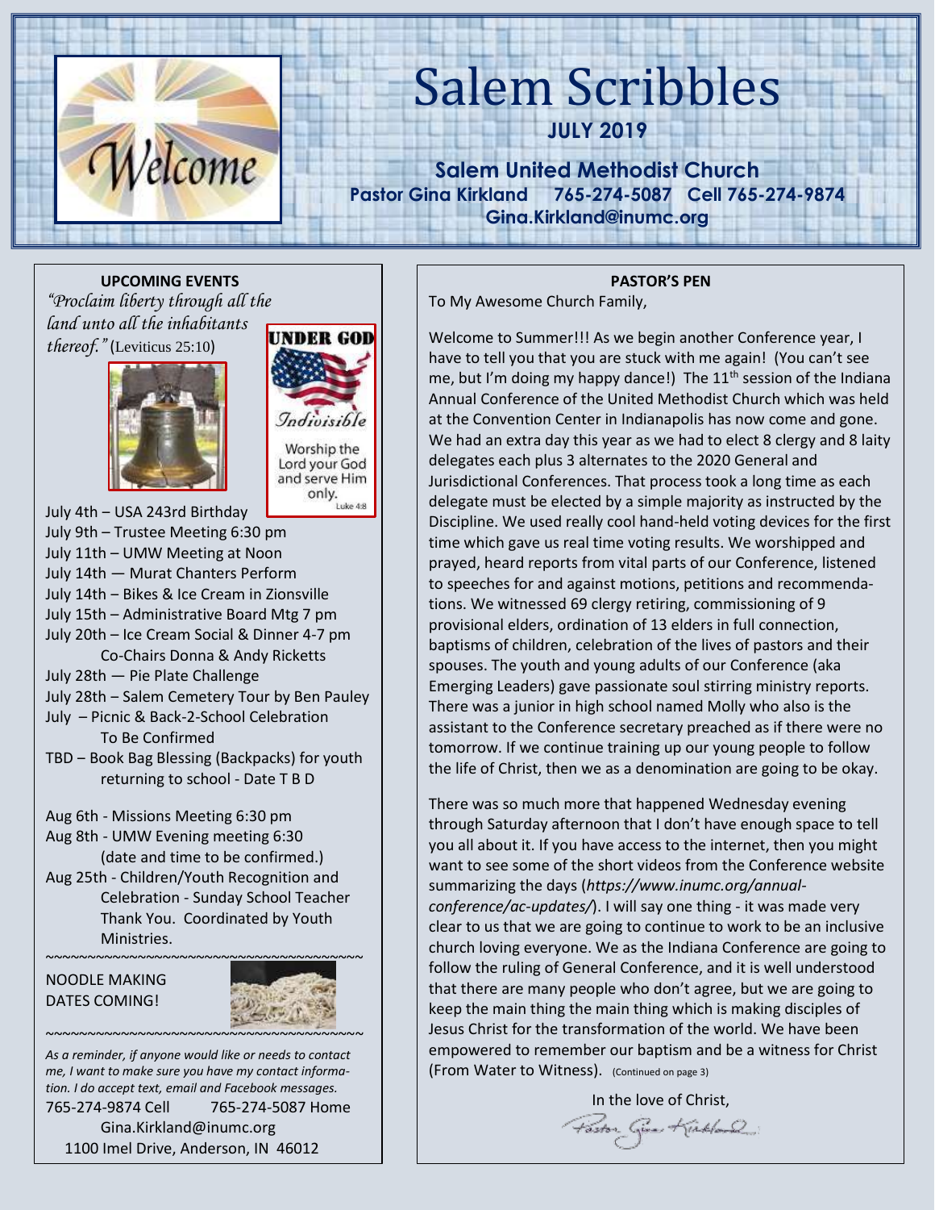# Salem Scribbles

**JULY 2019**

**Salem United Methodist Church**
**Pastor Gina Kirkland 765-274-5087 Cell 765-274-9874**
**Gina.Kirkland@inumc.org**

## UPCOMING EVENTS

*"Proclaim liberty through all the land unto all the inhabitants thereof."* (Leviticus 25:10)

UNDER GOD
*Indivisible*
Worship the Lord your God and serve Him only.
Luke 4:8

- July 4th – USA 243rd Birthday
- July 9th – Trustee Meeting 6:30 pm
- July 11th – UMW Meeting at Noon
- July 14th — Murat Chanters Perform
- July 14th – Bikes & Ice Cream in Zionsville
- July 15th – Administrative Board Mtg 7 pm
- July 20th – Ice Cream Social & Dinner 4-7 pm
  Co-Chairs Donna & Andy Ricketts
- July 28th — Pie Plate Challenge
- July 28th – Salem Cemetery Tour by Ben Pauley
- July – Picnic & Back-2-School Celebration
  To Be Confirmed
- TBD – Book Bag Blessing (Backpacks) for youth returning to school - Date T B D

- Aug 6th - Missions Meeting 6:30 pm
- Aug 8th - UMW Evening meeting 6:30
  (date and time to be confirmed.)
- Aug 25th - Children/Youth Recognition and Celebration - Sunday School Teacher Thank You. Coordinated by Youth Ministries.

~~~~~~~~~~~~~~~~~~~~~~~~~~~~~~~~~~~~~~~~

NOODLE MAKING DATES COMING!

~~~~~~~~~~~~~~~~~~~~~~~~~~~~~~~~~~~~~~~~

*As a reminder, if anyone would like or needs to contact me, I want to make sure you have my contact information. I do accept text, email and Facebook messages.*

765-274-9874 Cell 765-274-5087 Home
Gina.Kirkland@inumc.org
1100 Imel Drive, Anderson, IN 46012

## PASTOR'S PEN

To My Awesome Church Family,

Welcome to Summer!!! As we begin another Conference year, I have to tell you that you are stuck with me again! (You can't see me, but I'm doing my happy dance!) The 11th session of the Indiana Annual Conference of the United Methodist Church which was held at the Convention Center in Indianapolis has now come and gone. We had an extra day this year as we had to elect 8 clergy and 8 laity delegates each plus 3 alternates to the 2020 General and Jurisdictional Conferences. That process took a long time as each delegate must be elected by a simple majority as instructed by the Discipline. We used really cool hand-held voting devices for the first time which gave us real time voting results. We worshipped and prayed, heard reports from vital parts of our Conference, listened to speeches for and against motions, petitions and recommendations. We witnessed 69 clergy retiring, commissioning of 9 provisional elders, ordination of 13 elders in full connection, baptisms of children, celebration of the lives of pastors and their spouses. The youth and young adults of our Conference (aka Emerging Leaders) gave passionate soul stirring ministry reports. There was a junior in high school named Molly who also is the assistant to the Conference secretary preached as if there were no tomorrow. If we continue training up our young people to follow the life of Christ, then we as a denomination are going to be okay.

There was so much more that happened Wednesday evening through Saturday afternoon that I don't have enough space to tell you all about it. If you have access to the internet, then you might want to see some of the short videos from the Conference website summarizing the days (*https://www.inumc.org/annual-conference/ac-updates/*). I will say one thing - it was made very clear to us that we are going to continue to work to be an inclusive church loving everyone. We as the Indiana Conference are going to follow the ruling of General Conference, and it is well understood that there are many people who don't agree, but we are going to keep the main thing the main thing which is making disciples of Jesus Christ for the transformation of the world. We have been empowered to remember our baptism and be a witness for Christ (From Water to Witness). (Continued on page 3)

In the love of Christ,

Pastor Gina Kirkland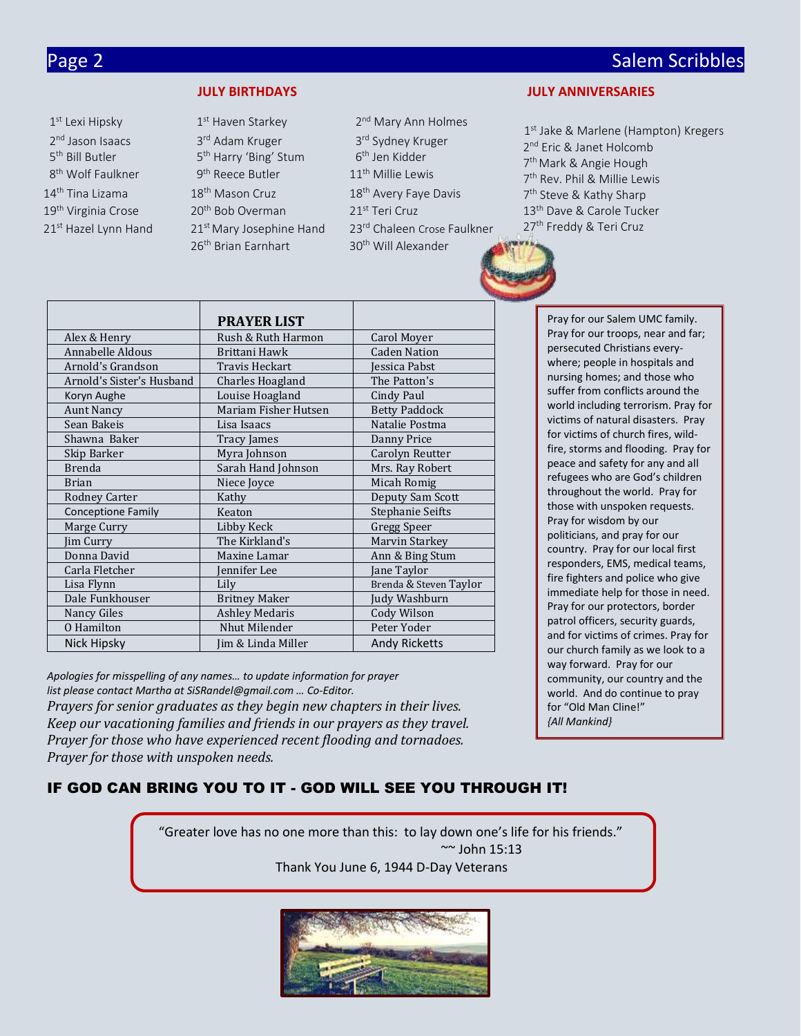## JULY BIRTHDAYS

1st Lexi Hipsky
2nd Jason Isaacs
5th Bill Butler
8th Wolf Faulkner
14th Tina Lizama
19th Virginia Crose
21st Hazel Lynn Hand

1st Haven Starkey
3rd Adam Kruger
5th Harry 'Bing' Stum
9th Reece Butler
18th Mason Cruz
20th Bob Overman
21st Mary Josephine Hand
26th Brian Earnhart

2nd Mary Ann Holmes
3rd Sydney Kruger
6th Jen Kidder
11th Millie Lewis
18th Avery Faye Davis
21st Teri Cruz
23rd Chaleen Crose Faulkner
30th Will Alexander

## JULY ANNIVERSARIES

1st Jake & Marlene (Hampton) Kregers
2nd Eric & Janet Holcomb
7th Mark & Angie Hough
7th Rev. Phil & Millie Lewis
7th Steve & Kathy Sharp
13th Dave & Carole Tucker
27th Freddy & Teri Cruz

| | PRAYER LIST | |
|---|---|---|
| Alex & Henry | Rush & Ruth Harmon | Carol Moyer |
| Annabelle Aldous | Brittani Hawk | Caden Nation |
| Arnold's Grandson | Travis Heckart | Jessica Pabst |
| Arnold's Sister's Husband | Charles Hoagland | The Patton's |
| Koryn Aughe | Louise Hoagland | Cindy Paul |
| Aunt Nancy | Mariam Fisher Hutsen | Betty Paddock |
| Sean Bakeis | Lisa Isaacs | Natalie Postma |
| Shawna Baker | Tracy James | Danny Price |
| Skip Barker | Myra Johnson | Carolyn Reutter |
| Brenda | Sarah Hand Johnson | Mrs. Ray Robert |
| Brian | Niece Joyce | Micah Romig |
| Rodney Carter | Kathy | Deputy Sam Scott |
| Conceptione Family | Keaton | Stephanie Seifts |
| Marge Curry | Libby Keck | Gregg Speer |
| Jim Curry | The Kirkland's | Marvin Starkey |
| Donna David | Maxine Lamar | Ann & Bing Stum |
| Carla Fletcher | Jennifer Lee | Jane Taylor |
| Lisa Flynn | Lily | Brenda & Steven Taylor |
| Dale Funkhouser | Britney Maker | Judy Washburn |
| Nancy Giles | Ashley Medaris | Cody Wilson |
| O Hamilton | Nhut Milender | Peter Yoder |
| Nick Hipsky | Jim & Linda Miller | Andy Ricketts |

*Apologies for misspelling of any names… to update information for prayer list please contact Martha at SiSRandel@gmail.com … Co-Editor.*

*Prayers for senior graduates as they begin new chapters in their lives.*
*Keep our vacationing families and friends in our prayers as they travel.*
*Prayer for those who have experienced recent flooding and tornadoes.*
*Prayer for those with unspoken needs.*

Pray for our Salem UMC family. Pray for our troops, near and far; persecuted Christians everywhere; people in hospitals and nursing homes; and those who suffer from conflicts around the world including terrorism. Pray for victims of natural disasters. Pray for victims of church fires, wildfire, storms and flooding. Pray for peace and safety for any and all refugees who are God's children throughout the world. Pray for those with unspoken requests. Pray for wisdom by our politicians, and pray for our country. Pray for our local first responders, EMS, medical teams, fire fighters and police who give immediate help for those in need. Pray for our protectors, border patrol officers, security guards, and for victims of crimes. Pray for our church family as we look to a way forward. Pray for our community, our country and the world. And do continue to pray for "Old Man Cline!" *{All Mankind}*

### IF GOD CAN BRING YOU TO IT - GOD WILL SEE YOU THROUGH IT!

"Greater love has no one more than this: to lay down one's life for his friends."
~~ John 15:13
Thank You June 6, 1944 D-Day Veterans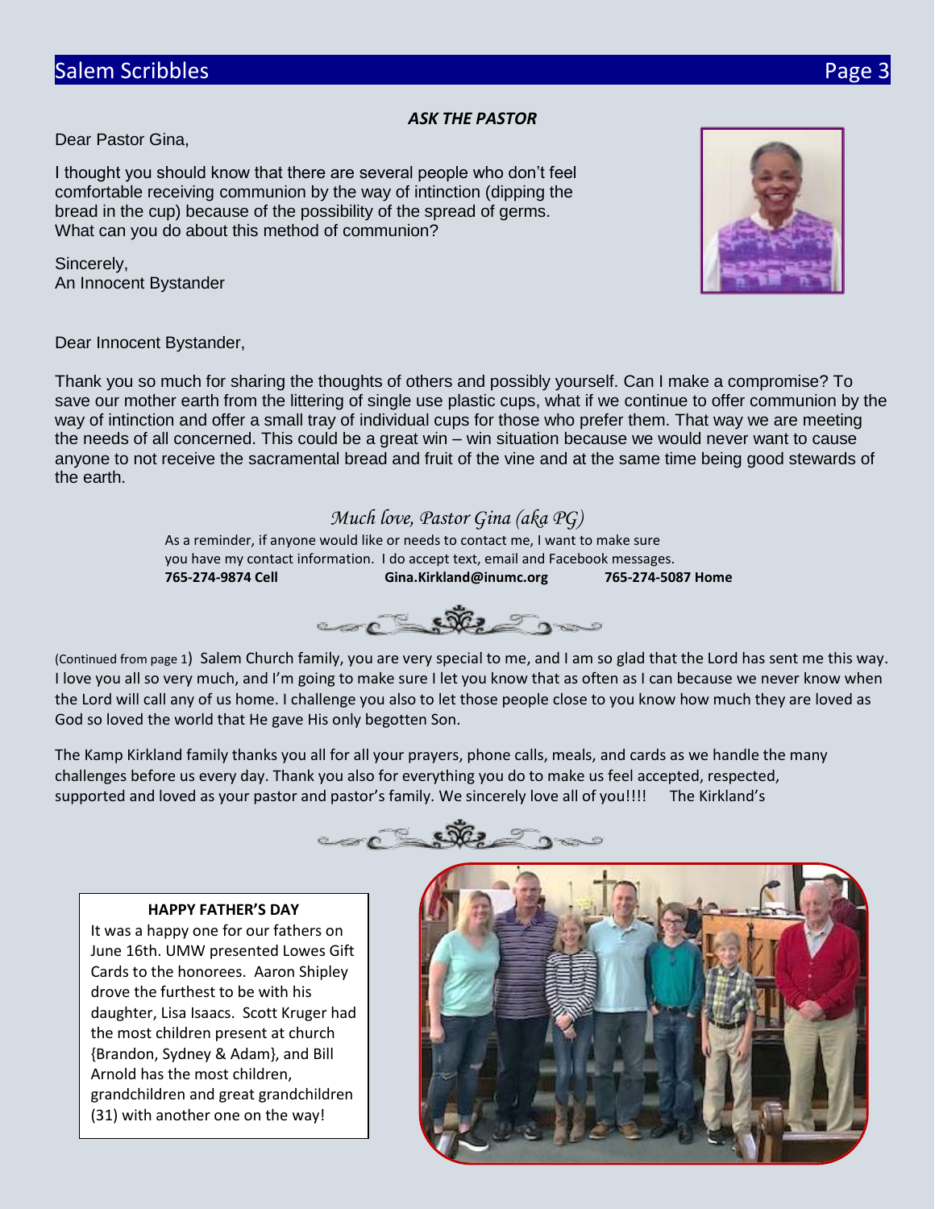## ASK THE PASTOR

Dear Pastor Gina,

I thought you should know that there are several people who don't feel comfortable receiving communion by the way of intinction (dipping the bread in the cup) because of the possibility of the spread of germs. What can you do about this method of communion?

Sincerely,
An Innocent Bystander

Dear Innocent Bystander,

Thank you so much for sharing the thoughts of others and possibly yourself. Can I make a compromise? To save our mother earth from the littering of single use plastic cups, what if we continue to offer communion by the way of intinction and offer a small tray of individual cups for those who prefer them. That way we are meeting the needs of all concerned. This could be a great win – win situation because we would never want to cause anyone to not receive the sacramental bread and fruit of the vine and at the same time being good stewards of the earth.

*Much love, Pastor Gina (aka PG)*

As a reminder, if anyone would like or needs to contact me, I want to make sure you have my contact information. I do accept text, email and Facebook messages.

**765-274-9874 Cell** **Gina.Kirkland@inumc.org** **765-274-5087 Home**

(Continued from page 1) Salem Church family, you are very special to me, and I am so glad that the Lord has sent me this way. I love you all so very much, and I'm going to make sure I let you know that as often as I can because we never know when the Lord will call any of us home. I challenge you also to let those people close to you know how much they are loved as God so loved the world that He gave His only begotten Son.

The Kamp Kirkland family thanks you all for all your prayers, phone calls, meals, and cards as we handle the many challenges before us every day. Thank you also for everything you do to make us feel accepted, respected, supported and loved as your pastor and pastor's family. We sincerely love all of you!!!! The Kirkland's

### HAPPY FATHER'S DAY

It was a happy one for our fathers on June 16th. UMW presented Lowes Gift Cards to the honorees. Aaron Shipley drove the furthest to be with his daughter, Lisa Isaacs. Scott Kruger had the most children present at church {Brandon, Sydney & Adam}, and Bill Arnold has the most children, grandchildren and great grandchildren (31) with another one on the way!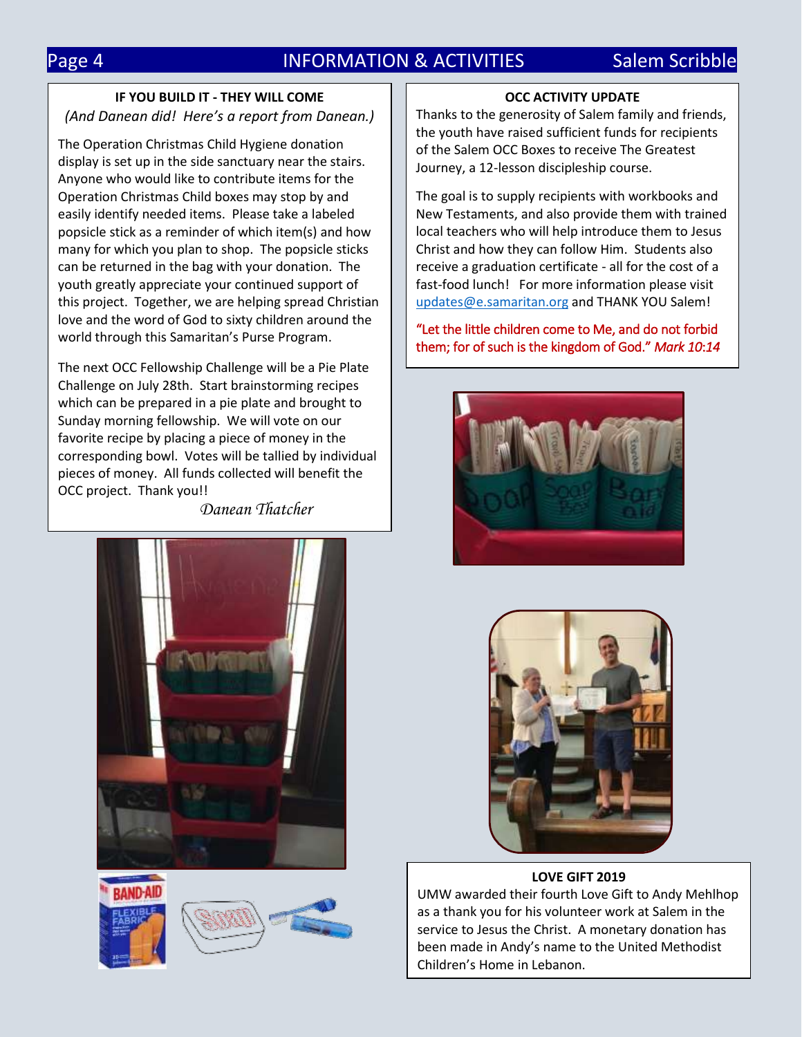## IF YOU BUILD IT - THEY WILL COME

*(And Danean did! Here's a report from Danean.)*

The Operation Christmas Child Hygiene donation display is set up in the side sanctuary near the stairs. Anyone who would like to contribute items for the Operation Christmas Child boxes may stop by and easily identify needed items. Please take a labeled popsicle stick as a reminder of which item(s) and how many for which you plan to shop. The popsicle sticks can be returned in the bag with your donation. The youth greatly appreciate your continued support of this project. Together, we are helping spread Christian love and the word of God to sixty children around the world through this Samaritan's Purse Program.

The next OCC Fellowship Challenge will be a Pie Plate Challenge on July 28th. Start brainstorming recipes which can be prepared in a pie plate and brought to Sunday morning fellowship. We will vote on our favorite recipe by placing a piece of money in the corresponding bowl. Votes will be tallied by individual pieces of money. All funds collected will benefit the OCC project. Thank you!!

*Danean Thatcher*

## OCC ACTIVITY UPDATE

Thanks to the generosity of Salem family and friends, the youth have raised sufficient funds for recipients of the Salem OCC Boxes to receive The Greatest Journey, a 12-lesson discipleship course.

The goal is to supply recipients with workbooks and New Testaments, and also provide them with trained local teachers who will help introduce them to Jesus Christ and how they can follow Him. Students also receive a graduation certificate - all for the cost of a fast-food lunch! For more information please visit updates@e.samaritan.org and THANK YOU Salem!

"Let the little children come to Me, and do not forbid them; for of such is the kingdom of God." *Mark 10:14*

## LOVE GIFT 2019

UMW awarded their fourth Love Gift to Andy Mehlhop as a thank you for his volunteer work at Salem in the service to Jesus the Christ. A monetary donation has been made in Andy's name to the United Methodist Children's Home in Lebanon.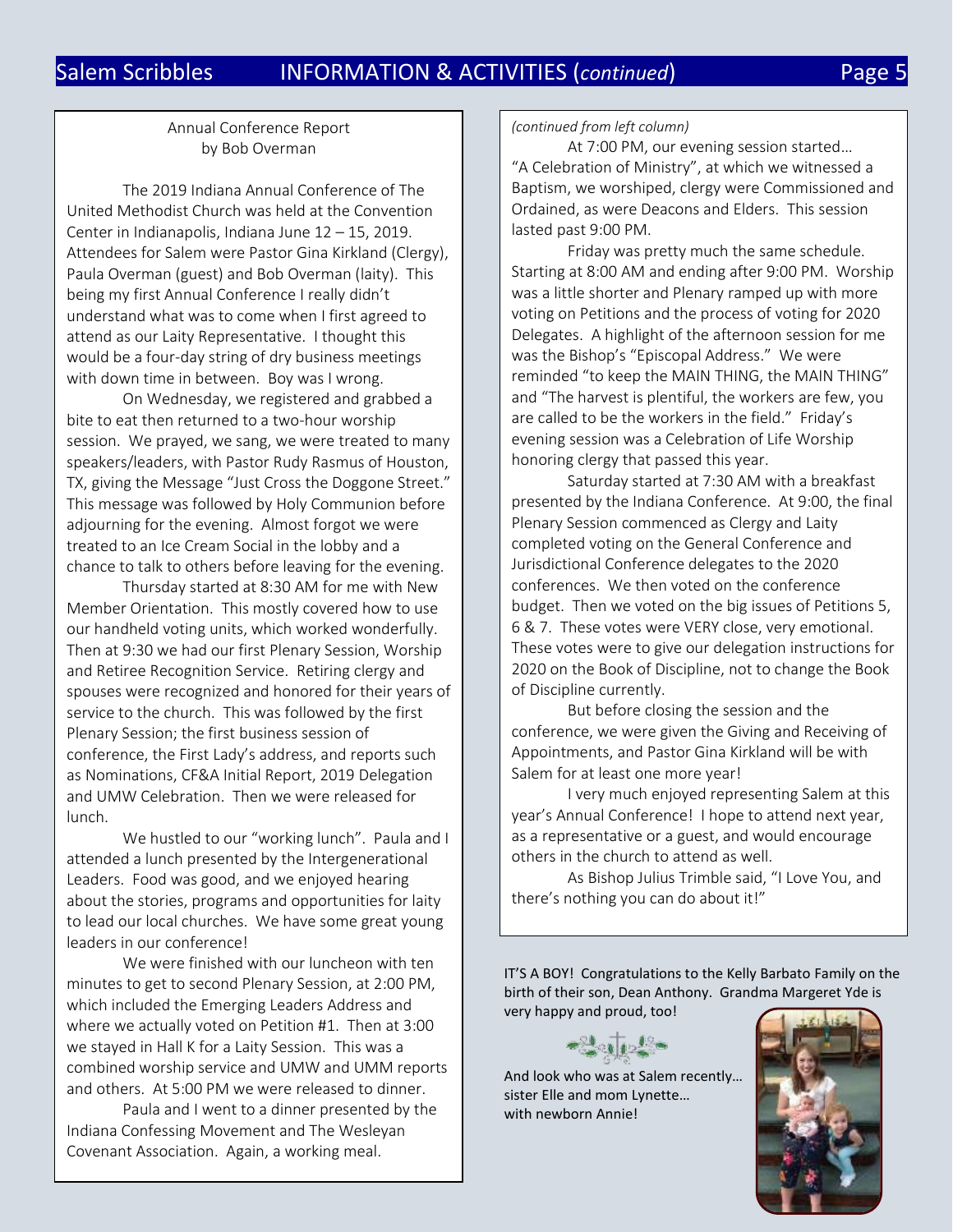## Annual Conference Report
by Bob Overman

The 2019 Indiana Annual Conference of The United Methodist Church was held at the Convention Center in Indianapolis, Indiana June 12 – 15, 2019. Attendees for Salem were Pastor Gina Kirkland (Clergy), Paula Overman (guest) and Bob Overman (laity). This being my first Annual Conference I really didn't understand what was to come when I first agreed to attend as our Laity Representative. I thought this would be a four-day string of dry business meetings with down time in between. Boy was I wrong.

On Wednesday, we registered and grabbed a bite to eat then returned to a two-hour worship session. We prayed, we sang, we were treated to many speakers/leaders, with Pastor Rudy Rasmus of Houston, TX, giving the Message "Just Cross the Doggone Street." This message was followed by Holy Communion before adjourning for the evening. Almost forgot we were treated to an Ice Cream Social in the lobby and a chance to talk to others before leaving for the evening.

Thursday started at 8:30 AM for me with New Member Orientation. This mostly covered how to use our handheld voting units, which worked wonderfully. Then at 9:30 we had our first Plenary Session, Worship and Retiree Recognition Service. Retiring clergy and spouses were recognized and honored for their years of service to the church. This was followed by the first Plenary Session; the first business session of conference, the First Lady's address, and reports such as Nominations, CF&A Initial Report, 2019 Delegation and UMW Celebration. Then we were released for lunch.

We hustled to our "working lunch". Paula and I attended a lunch presented by the Intergenerational Leaders. Food was good, and we enjoyed hearing about the stories, programs and opportunities for laity to lead our local churches. We have some great young leaders in our conference!

We were finished with our luncheon with ten minutes to get to second Plenary Session, at 2:00 PM, which included the Emerging Leaders Address and where we actually voted on Petition #1. Then at 3:00 we stayed in Hall K for a Laity Session. This was a combined worship service and UMW and UMM reports and others. At 5:00 PM we were released to dinner.

Paula and I went to a dinner presented by the Indiana Confessing Movement and The Wesleyan Covenant Association. Again, a working meal.

*(continued from left column)*

At 7:00 PM, our evening session started… "A Celebration of Ministry", at which we witnessed a Baptism, we worshiped, clergy were Commissioned and Ordained, as were Deacons and Elders. This session lasted past 9:00 PM.

Friday was pretty much the same schedule. Starting at 8:00 AM and ending after 9:00 PM. Worship was a little shorter and Plenary ramped up with more voting on Petitions and the process of voting for 2020 Delegates. A highlight of the afternoon session for me was the Bishop's "Episcopal Address." We were reminded "to keep the MAIN THING, the MAIN THING" and "The harvest is plentiful, the workers are few, you are called to be the workers in the field." Friday's evening session was a Celebration of Life Worship honoring clergy that passed this year.

Saturday started at 7:30 AM with a breakfast presented by the Indiana Conference. At 9:00, the final Plenary Session commenced as Clergy and Laity completed voting on the General Conference and Jurisdictional Conference delegates to the 2020 conferences. We then voted on the conference budget. Then we voted on the big issues of Petitions 5, 6 & 7. These votes were VERY close, very emotional. These votes were to give our delegation instructions for 2020 on the Book of Discipline, not to change the Book of Discipline currently.

But before closing the session and the conference, we were given the Giving and Receiving of Appointments, and Pastor Gina Kirkland will be with Salem for at least one more year!

I very much enjoyed representing Salem at this year's Annual Conference! I hope to attend next year, as a representative or a guest, and would encourage others in the church to attend as well.

As Bishop Julius Trimble said, "I Love You, and there's nothing you can do about it!"

IT'S A BOY! Congratulations to the Kelly Barbato Family on the birth of their son, Dean Anthony. Grandma Margeret Yde is very happy and proud, too!

And look who was at Salem recently… sister Elle and mom Lynette… with newborn Annie!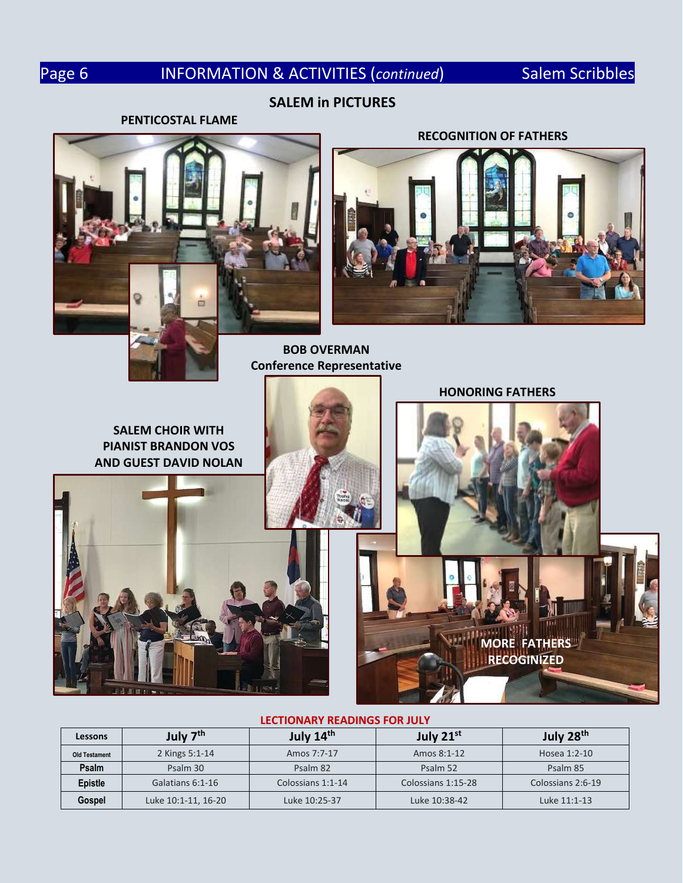## INFORMATION & ACTIVITIES (*continued*)

### SALEM in PICTURES

**PENTICOSTAL FLAME**

**RECOGNITION OF FATHERS**

**BOB OVERMAN**
**Conference Representative**

**HONORING FATHERS**

**SALEM CHOIR WITH PIANIST BRANDON VOS AND GUEST DAVID NOLAN**

**MORE FATHERS RECOGINIZED**

**LECTIONARY READINGS FOR JULY**

| Lessons | July 7th | July 14th | July 21st | July 28th |
|---|---|---|---|---|
| Old Testament | 2 Kings 5:1-14 | Amos 7:7-17 | Amos 8:1-12 | Hosea 1:2-10 |
| Psalm | Psalm 30 | Psalm 82 | Psalm 52 | Psalm 85 |
| Epistle | Galatians 6:1-16 | Colossians 1:1-14 | Colossians 1:15-28 | Colossians 2:6-19 |
| Gospel | Luke 10:1-11, 16-20 | Luke 10:25-37 | Luke 10:38-42 | Luke 11:1-13 |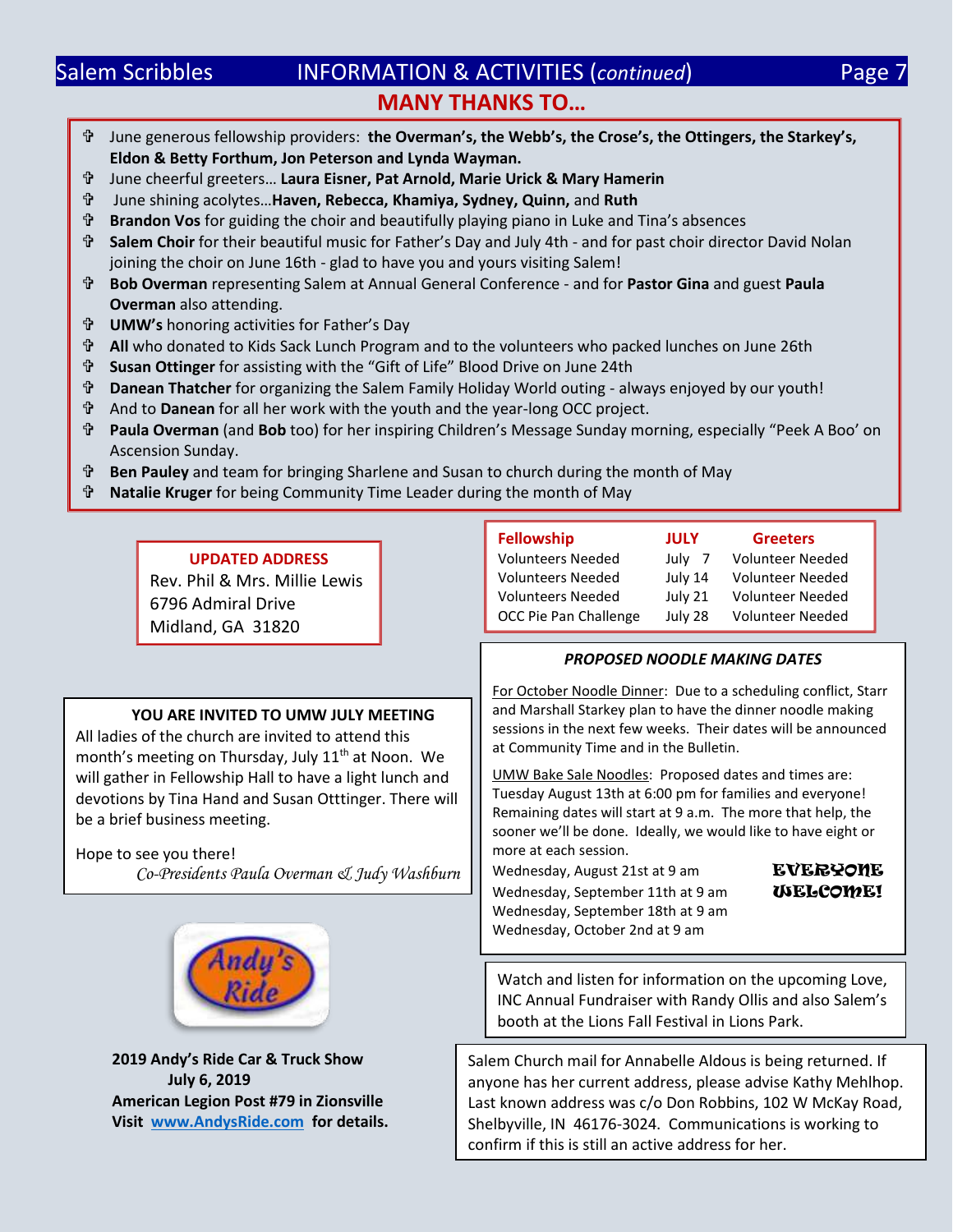## MANY THANKS TO…

- June generous fellowship providers: **the Overman's, the Webb's, the Crose's, the Ottingers, the Starkey's, Eldon & Betty Forthum, Jon Peterson and Lynda Wayman.**
- June cheerful greeters… **Laura Eisner, Pat Arnold, Marie Urick & Mary Hamerin**
- June shining acolytes…**Haven, Rebecca, Khamiya, Sydney, Quinn,** and **Ruth**
- **Brandon Vos** for guiding the choir and beautifully playing piano in Luke and Tina's absences
- **Salem Choir** for their beautiful music for Father's Day and July 4th - and for past choir director David Nolan joining the choir on June 16th - glad to have you and yours visiting Salem!
- **Bob Overman** representing Salem at Annual General Conference - and for **Pastor Gina** and guest **Paula Overman** also attending.
- **UMW's** honoring activities for Father's Day
- **All** who donated to Kids Sack Lunch Program and to the volunteers who packed lunches on June 26th
- **Susan Ottinger** for assisting with the "Gift of Life" Blood Drive on June 24th
- **Danean Thatcher** for organizing the Salem Family Holiday World outing - always enjoyed by our youth!
- And to **Danean** for all her work with the youth and the year-long OCC project.
- **Paula Overman** (and **Bob** too) for her inspiring Children's Message Sunday morning, especially "Peek A Boo' on Ascension Sunday.
- **Ben Pauley** and team for bringing Sharlene and Susan to church during the month of May
- **Natalie Kruger** for being Community Time Leader during the month of May

**UPDATED ADDRESS**

Rev. Phil & Mrs. Millie Lewis
6796 Admiral Drive
Midland, GA 31820

| Fellowship | JULY | Greeters |
|---|---|---|
| Volunteers Needed | July 7 | Volunteer Needed |
| Volunteers Needed | July 14 | Volunteer Needed |
| Volunteers Needed | July 21 | Volunteer Needed |
| OCC Pie Pan Challenge | July 28 | Volunteer Needed |

### YOU ARE INVITED TO UMW JULY MEETING

All ladies of the church are invited to attend this month's meeting on Thursday, July 11th at Noon. We will gather in Fellowship Hall to have a light lunch and devotions by Tina Hand and Susan Otttinger. There will be a brief business meeting.

Hope to see you there!

*Co-Presidents Paula Overman & Judy Washburn*

### *PROPOSED NOODLE MAKING DATES*

For October Noodle Dinner: Due to a scheduling conflict, Starr and Marshall Starkey plan to have the dinner noodle making sessions in the next few weeks. Their dates will be announced at Community Time and in the Bulletin.

UMW Bake Sale Noodles: Proposed dates and times are: Tuesday August 13th at 6:00 pm for families and everyone! Remaining dates will start at 9 a.m. The more that help, the sooner we'll be done. Ideally, we would like to have eight or more at each session.

Wednesday, August 21st at 9 am
Wednesday, September 11th at 9 am
Wednesday, September 18th at 9 am
Wednesday, October 2nd at 9 am

**EVERYONE WELCOME!**

Andy's Ride

**2019 Andy's Ride Car & Truck Show**
**July 6, 2019**
**American Legion Post #79 in Zionsville**
**Visit www.AndysRide.com for details.**

Watch and listen for information on the upcoming Love, INC Annual Fundraiser with Randy Ollis and also Salem's booth at the Lions Fall Festival in Lions Park.

Salem Church mail for Annabelle Aldous is being returned. If anyone has her current address, please advise Kathy Mehlhop. Last known address was c/o Don Robbins, 102 W McKay Road, Shelbyville, IN 46176-3024. Communications is working to confirm if this is still an active address for her.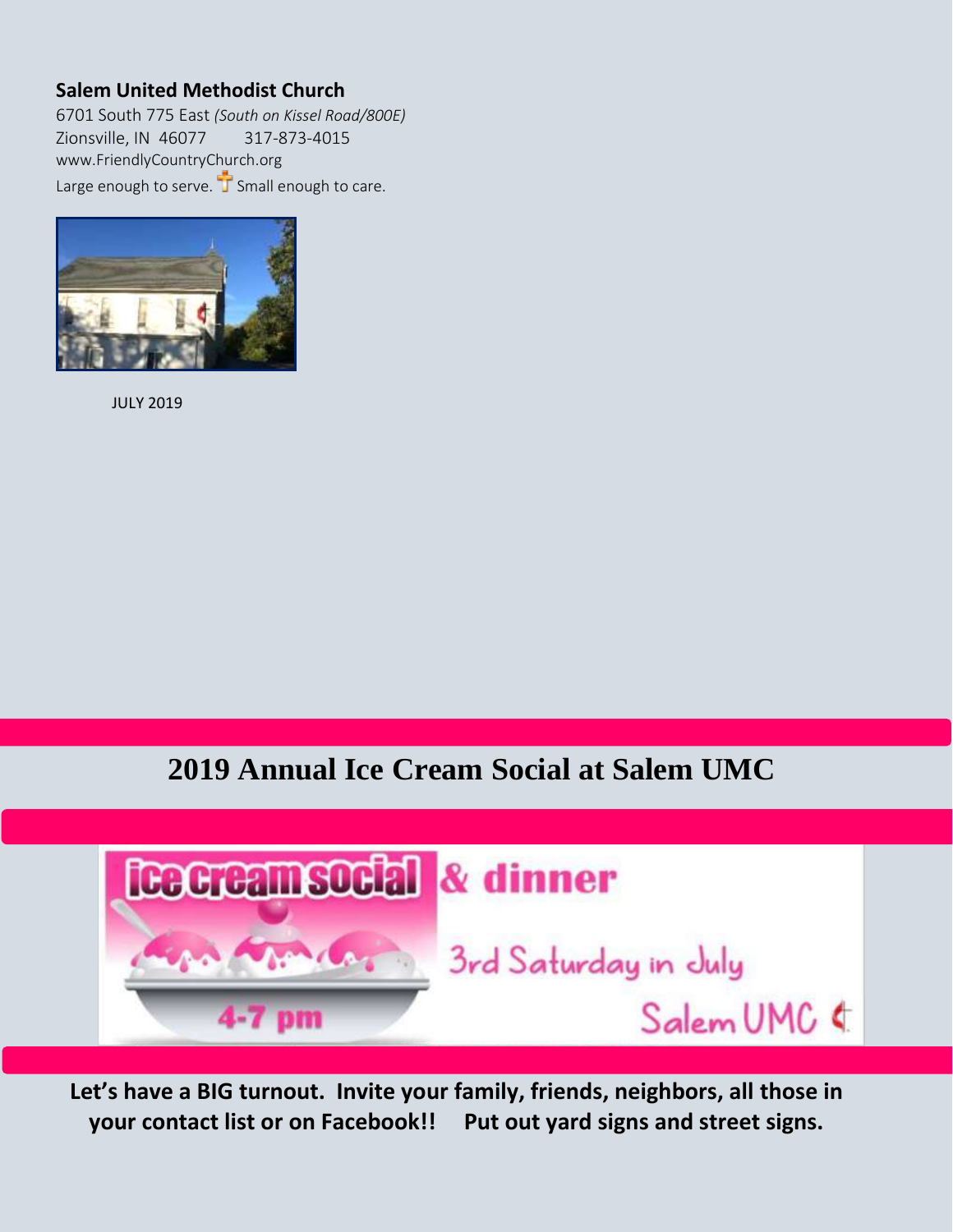**Salem United Methodist Church**

6701 South 775 East *(South on Kissel Road/800E)*
Zionsville, IN 46077 317-873-4015
www.FriendlyCountryChurch.org
Large enough to serve. ✝ Small enough to care.

JULY 2019

# 2019 Annual Ice Cream Social at Salem UMC

ice cream social & dinner

3rd Saturday in July

4-7 pm

Salem UMC

**Let's have a BIG turnout. Invite your family, friends, neighbors, all those in your contact list or on Facebook!! Put out yard signs and street signs.**